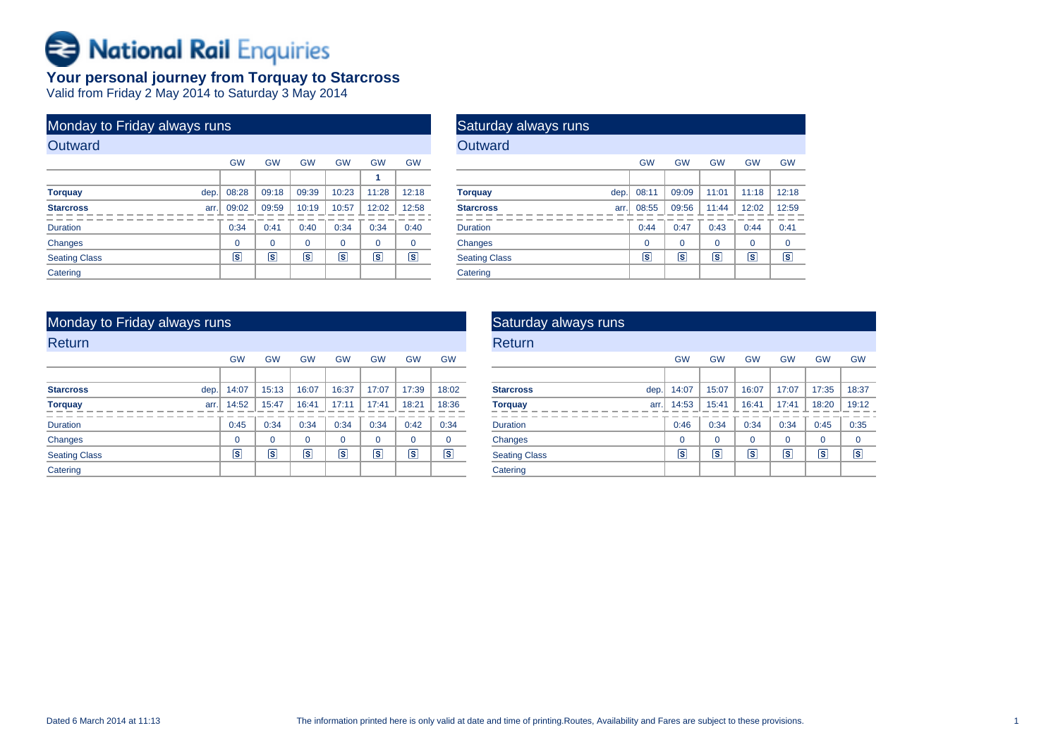# National Rail Enquiries

## Your personal journey from Torquay to Starcross

Valid from Friday 2 May 2014 to Saturday 3 May 2014

### Monday to Friday always runs

#### Outward

| | | GW | GW | GW | GW | GW | GW |
|---|---|---|---|---|---|---|---|
| | | | | | | 1 | |
| **Torquay** | dep. | 08:28 | 09:18 | 09:39 | 10:23 | 11:28 | 12:18 |
| **Starcross** | arr. | 09:02 | 09:59 | 10:19 | 10:57 | 12:02 | 12:58 |
| Duration | | 0:34 | 0:41 | 0:40 | 0:34 | 0:34 | 0:40 |
| Changes | | 0 | 0 | 0 | 0 | 0 | 0 |
| Seating Class | | S | S | S | S | S | S |
| Catering | | | | | | | |

### Saturday always runs

#### Outward

| | | GW | GW | GW | GW | GW |
|---|---|---|---|---|---|---|
| | | | | | | |
| **Torquay** | dep. | 08:11 | 09:09 | 11:01 | 11:18 | 12:18 |
| **Starcross** | arr. | 08:55 | 09:56 | 11:44 | 12:02 | 12:59 |
| Duration | | 0:44 | 0:47 | 0:43 | 0:44 | 0:41 |
| Changes | | 0 | 0 | 0 | 0 | 0 |
| Seating Class | | S | S | S | S | S |
| Catering | | | | | | |

### Monday to Friday always runs

#### Return

| | | GW | GW | GW | GW | GW | GW | GW |
|---|---|---|---|---|---|---|---|---|
| | | | | | | | | |
| **Starcross** | dep. | 14:07 | 15:13 | 16:07 | 16:37 | 17:07 | 17:39 | 18:02 |
| **Torquay** | arr. | 14:52 | 15:47 | 16:41 | 17:11 | 17:41 | 18:21 | 18:36 |
| Duration | | 0:45 | 0:34 | 0:34 | 0:34 | 0:34 | 0:42 | 0:34 |
| Changes | | 0 | 0 | 0 | 0 | 0 | 0 | 0 |
| Seating Class | | S | S | S | S | S | S | S |
| Catering | | | | | | | | |

### Saturday always runs

#### Return

| | | GW | GW | GW | GW | GW | GW |
|---|---|---|---|---|---|---|---|
| | | | | | | | |
| **Starcross** | dep. | 14:07 | 15:07 | 16:07 | 17:07 | 17:35 | 18:37 |
| **Torquay** | arr. | 14:53 | 15:41 | 16:41 | 17:41 | 18:20 | 19:12 |
| Duration | | 0:46 | 0:34 | 0:34 | 0:34 | 0:45 | 0:35 |
| Changes | | 0 | 0 | 0 | 0 | 0 | 0 |
| Seating Class | | S | S | S | S | S | S |
| Catering | | | | | | | |

Dated 6 March 2014 at 11:13

The information printed here is only valid at date and time of printing.Routes, Availability and Fares are subject to these provisions.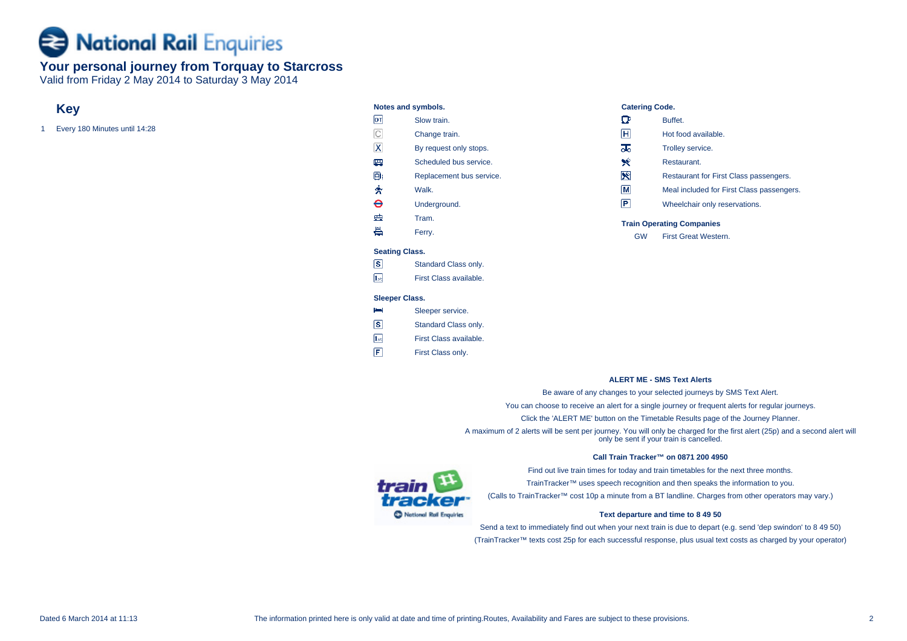# National Rail Enquiries

## Your personal journey from Torquay to Starcross

Valid from Friday 2 May 2014 to Saturday 3 May 2014

### Key

1 Every 180 Minutes until 14:28

**Notes and symbols.**

| | |
|---|---|
| OT | Slow train. |
| C | Change train. |
| X | By request only stops. |
| | Scheduled bus service. |
| | Replacement bus service. |
| | Walk. |
| | Underground. |
| | Tram. |
| | Ferry. |

**Seating Class.**

| | |
|---|---|
| S | Standard Class only. |
| 1st | First Class available. |

**Sleeper Class.**

| | |
|---|---|
| | Sleeper service. |
| S | Standard Class only. |
| 1st | First Class available. |
| F | First Class only. |

**Catering Code.**

| | |
|---|---|
| | Buffet. |
| H | Hot food available. |
| | Trolley service. |
| | Restaurant. |
| | Restaurant for First Class passengers. |
| M | Meal included for First Class passengers. |
| P | Wheelchair only reservations. |

**Train Operating Companies**

| | |
|---|---|
| GW | First Great Western. |

**ALERT ME - SMS Text Alerts**

Be aware of any changes to your selected journeys by SMS Text Alert.

You can choose to receive an alert for a single journey or frequent alerts for regular journeys.

Click the 'ALERT ME' button on the Timetable Results page of the Journey Planner.

A maximum of 2 alerts will be sent per journey. You will only be charged for the first alert (25p) and a second alert will only be sent if your train is cancelled.

**Call Train Tracker™ on 0871 200 4950**

Find out live train times for today and train timetables for the next three months.

TrainTracker™ uses speech recognition and then speaks the information to you.

(Calls to TrainTracker™ cost 10p a minute from a BT landline. Charges from other operators may vary.)

**Text departure and time to 8 49 50**

Send a text to immediately find out when your next train is due to depart (e.g. send 'dep swindon' to 8 49 50)

(TrainTracker™ texts cost 25p for each successful response, plus usual text costs as charged by your operator)

Dated 6 March 2014 at 11:13

The information printed here is only valid at date and time of printing.Routes, Availability and Fares are subject to these provisions.